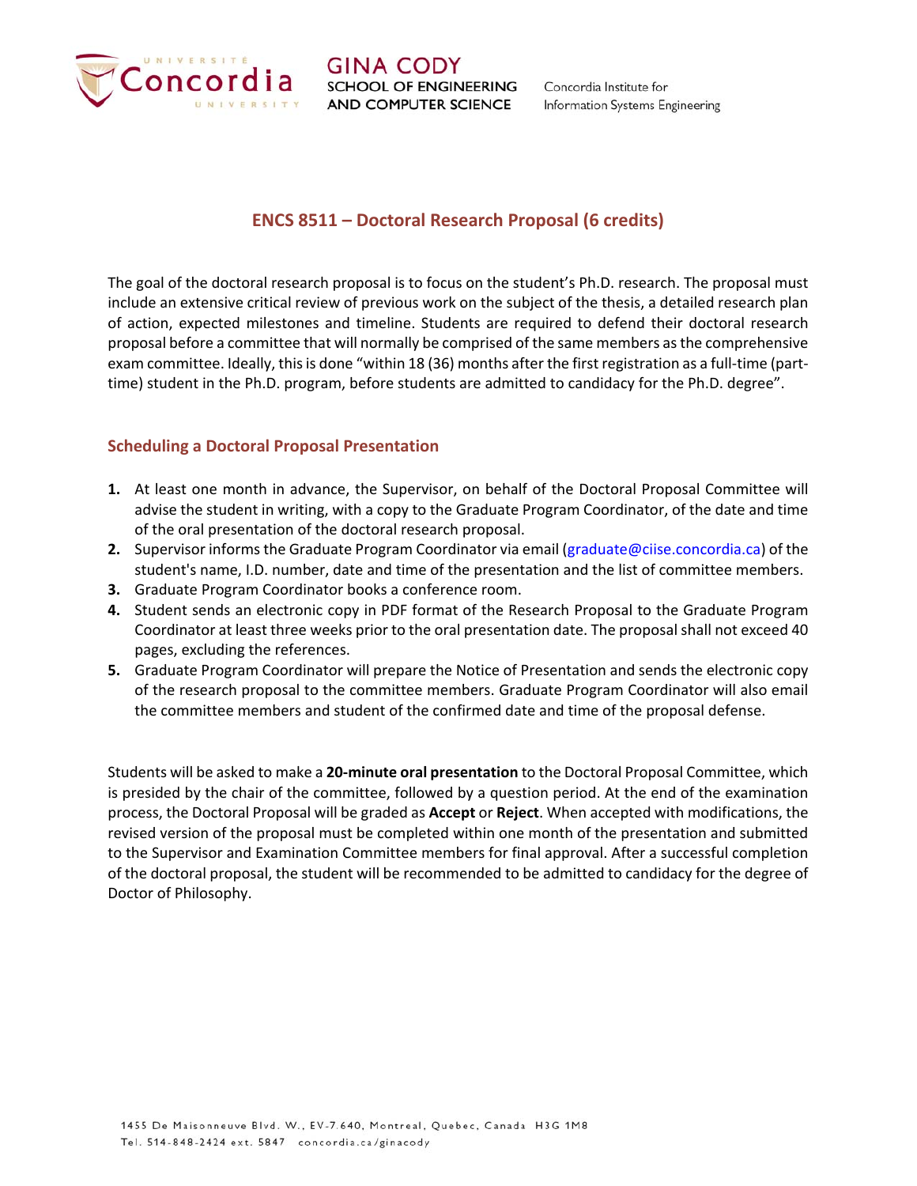Concordia University | GINA CODY SCHOOL OF ENGINEERING AND COMPUTER SCIENCE | Concordia Institute for Information Systems Engineering

# ENCS 8511 – Doctoral Research Proposal (6 credits)

The goal of the doctoral research proposal is to focus on the student's Ph.D. research. The proposal must include an extensive critical review of previous work on the subject of the thesis, a detailed research plan of action, expected milestones and timeline. Students are required to defend their doctoral research proposal before a committee that will normally be comprised of the same members as the comprehensive exam committee. Ideally, this is done "within 18 (36) months after the first registration as a full-time (part-time) student in the Ph.D. program, before students are admitted to candidacy for the Ph.D. degree".

## Scheduling a Doctoral Proposal Presentation

1. At least one month in advance, the Supervisor, on behalf of the Doctoral Proposal Committee will advise the student in writing, with a copy to the Graduate Program Coordinator, of the date and time of the oral presentation of the doctoral research proposal.
2. Supervisor informs the Graduate Program Coordinator via email (graduate@ciise.concordia.ca) of the student's name, I.D. number, date and time of the presentation and the list of committee members.
3. Graduate Program Coordinator books a conference room.
4. Student sends an electronic copy in PDF format of the Research Proposal to the Graduate Program Coordinator at least three weeks prior to the oral presentation date. The proposal shall not exceed 40 pages, excluding the references.
5. Graduate Program Coordinator will prepare the Notice of Presentation and sends the electronic copy of the research proposal to the committee members. Graduate Program Coordinator will also email the committee members and student of the confirmed date and time of the proposal defense.

Students will be asked to make a **20-minute oral presentation** to the Doctoral Proposal Committee, which is presided by the chair of the committee, followed by a question period. At the end of the examination process, the Doctoral Proposal will be graded as **Accept** or **Reject**. When accepted with modifications, the revised version of the proposal must be completed within one month of the presentation and submitted to the Supervisor and Examination Committee members for final approval. After a successful completion of the doctoral proposal, the student will be recommended to be admitted to candidacy for the degree of Doctor of Philosophy.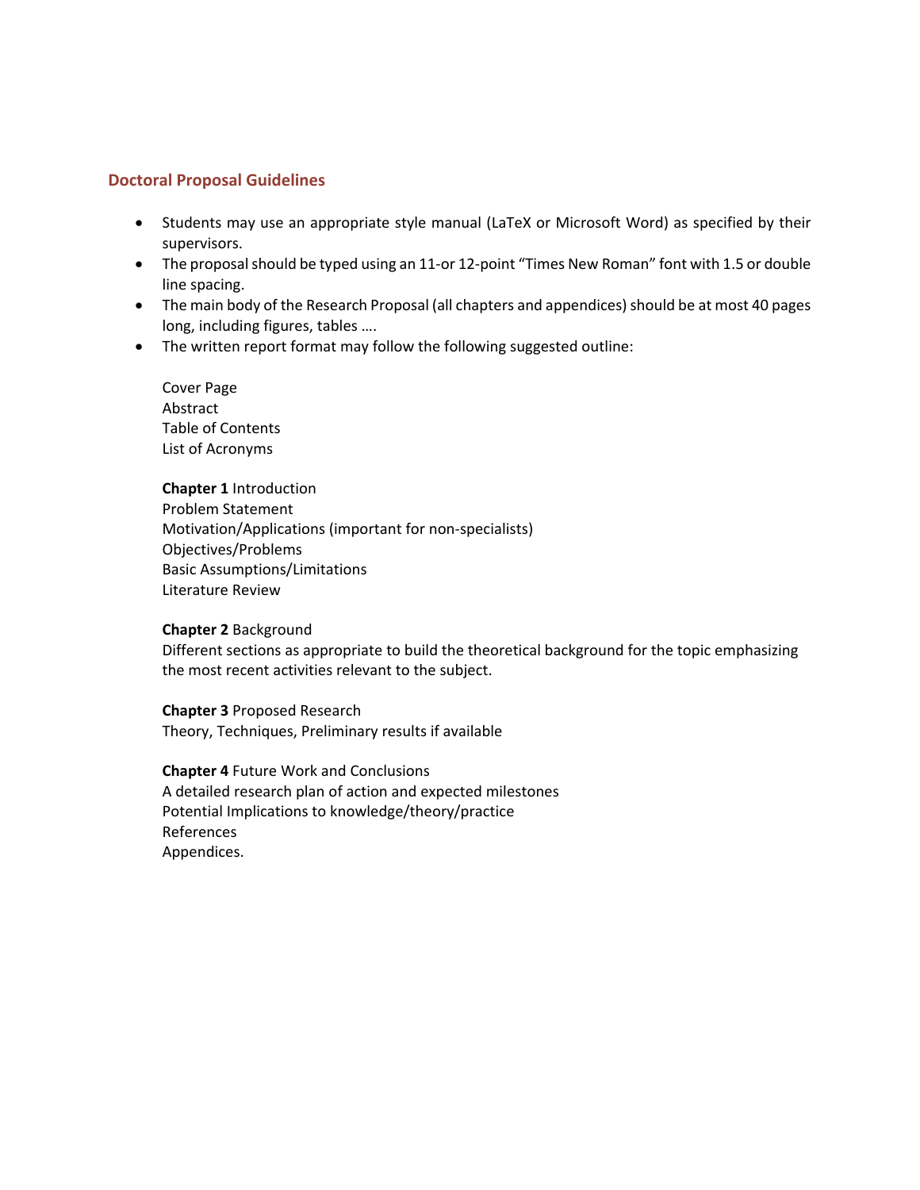## Doctoral Proposal Guidelines

- Students may use an appropriate style manual (LaTeX or Microsoft Word) as specified by their supervisors.
- The proposal should be typed using an 11-or 12-point "Times New Roman" font with 1.5 or double line spacing.
- The main body of the Research Proposal (all chapters and appendices) should be at most 40 pages long, including figures, tables ….
- The written report format may follow the following suggested outline:

  Cover Page
  Abstract
  Table of Contents
  List of Acronyms

  **Chapter 1** Introduction
  Problem Statement
  Motivation/Applications (important for non-specialists)
  Objectives/Problems
  Basic Assumptions/Limitations
  Literature Review

  **Chapter 2** Background
  Different sections as appropriate to build the theoretical background for the topic emphasizing the most recent activities relevant to the subject.

  **Chapter 3** Proposed Research
  Theory, Techniques, Preliminary results if available

  **Chapter 4** Future Work and Conclusions
  A detailed research plan of action and expected milestones
  Potential Implications to knowledge/theory/practice
  References
  Appendices.